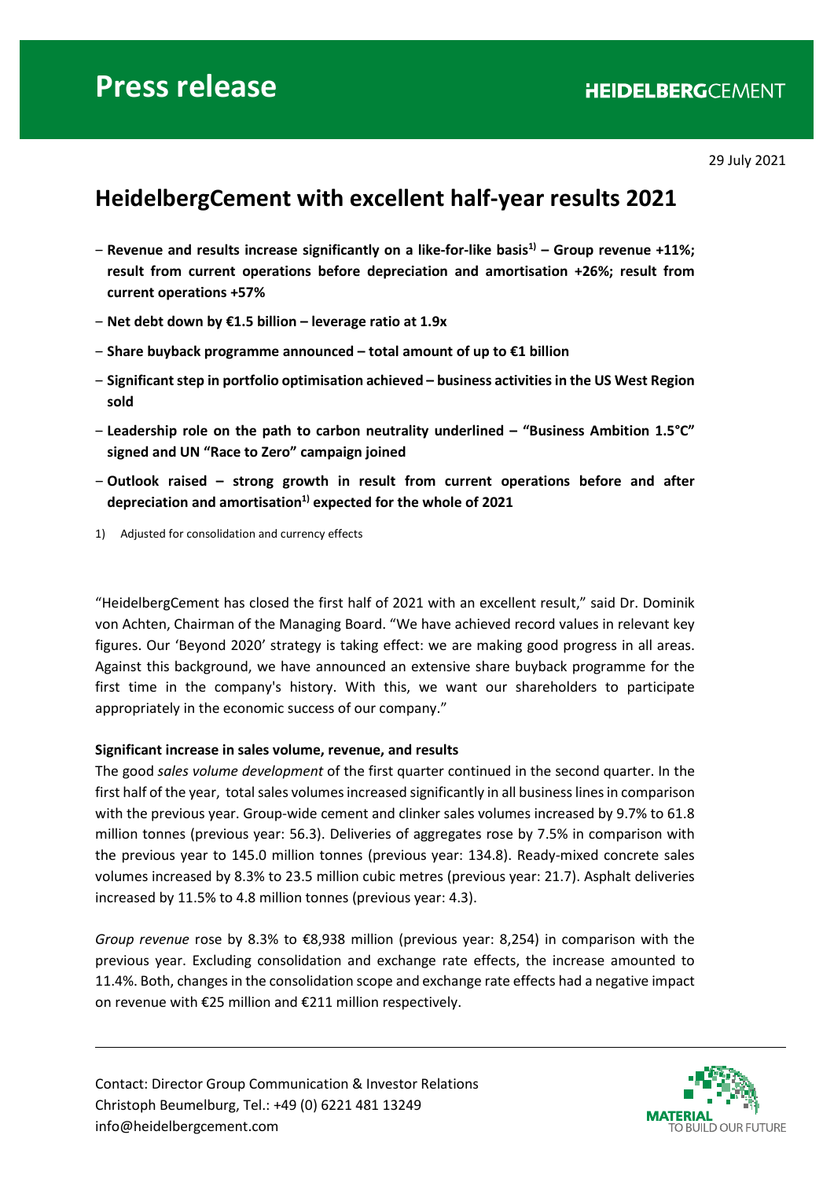# Press release

29 July 2021

## HeidelbergCement with excellent half-year results 2021

- **Revenue and results increase significantly on a like-for-like basis[1)] – Group revenue +11%; result from current operations before depreciation and amortisation +26%; result from current operations +57%**
- **Net debt down by €1.5 billion – leverage ratio at 1.9x**
- **Share buyback programme announced – total amount of up to €1 billion**
- **Significant step in portfolio optimisation achieved – business activities in the US West Region sold**
- **Leadership role on the path to carbon neutrality underlined – "Business Ambition 1.5°C" signed and UN "Race to Zero" campaign joined**
- **Outlook raised – strong growth in result from current operations before and after depreciation and amortisation[1)] expected for the whole of 2021**

1) Adjusted for consolidation and currency effects

"HeidelbergCement has closed the first half of 2021 with an excellent result," said Dr. Dominik von Achten, Chairman of the Managing Board. "We have achieved record values in relevant key figures. Our 'Beyond 2020' strategy is taking effect: we are making good progress in all areas. Against this background, we have announced an extensive share buyback programme for the first time in the company's history. With this, we want our shareholders to participate appropriately in the economic success of our company."

**Significant increase in sales volume, revenue, and results**

The good *sales volume development* of the first quarter continued in the second quarter. In the first half of the year, total sales volumes increased significantly in all business lines in comparison with the previous year. Group-wide cement and clinker sales volumes increased by 9.7% to 61.8 million tonnes (previous year: 56.3). Deliveries of aggregates rose by 7.5% in comparison with the previous year to 145.0 million tonnes (previous year: 134.8). Ready-mixed concrete sales volumes increased by 8.3% to 23.5 million cubic metres (previous year: 21.7). Asphalt deliveries increased by 11.5% to 4.8 million tonnes (previous year: 4.3).

*Group revenue* rose by 8.3% to €8,938 million (previous year: 8,254) in comparison with the previous year. Excluding consolidation and exchange rate effects, the increase amounted to 11.4%. Both, changes in the consolidation scope and exchange rate effects had a negative impact on revenue with €25 million and €211 million respectively.

Contact: Director Group Communication & Investor Relations
Christoph Beumelburg, Tel.: +49 (0) 6221 481 13249
info@heidelbergcement.com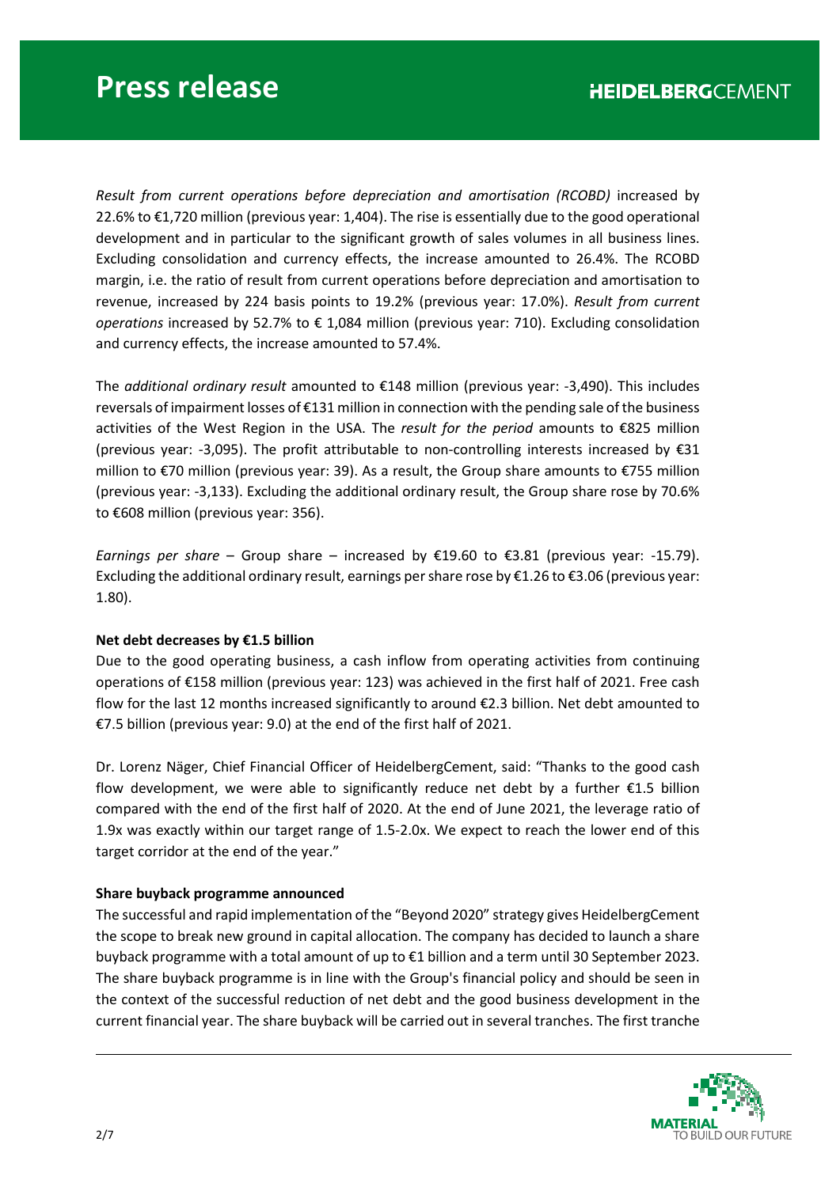*Result from current operations before depreciation and amortisation (RCOBD)* increased by 22.6% to €1,720 million (previous year: 1,404). The rise is essentially due to the good operational development and in particular to the significant growth of sales volumes in all business lines. Excluding consolidation and currency effects, the increase amounted to 26.4%. The RCOBD margin, i.e. the ratio of result from current operations before depreciation and amortisation to revenue, increased by 224 basis points to 19.2% (previous year: 17.0%). *Result from current operations* increased by 52.7% to € 1,084 million (previous year: 710). Excluding consolidation and currency effects, the increase amounted to 57.4%.

The *additional ordinary result* amounted to €148 million (previous year: -3,490). This includes reversals of impairment losses of €131 million in connection with the pending sale of the business activities of the West Region in the USA. The *result for the period* amounts to €825 million (previous year: -3,095). The profit attributable to non-controlling interests increased by €31 million to €70 million (previous year: 39). As a result, the Group share amounts to €755 million (previous year: -3,133). Excluding the additional ordinary result, the Group share rose by 70.6% to €608 million (previous year: 356).

*Earnings per share* – Group share – increased by €19.60 to €3.81 (previous year: -15.79). Excluding the additional ordinary result, earnings per share rose by €1.26 to €3.06 (previous year: 1.80).

**Net debt decreases by €1.5 billion**

Due to the good operating business, a cash inflow from operating activities from continuing operations of €158 million (previous year: 123) was achieved in the first half of 2021. Free cash flow for the last 12 months increased significantly to around €2.3 billion. Net debt amounted to €7.5 billion (previous year: 9.0) at the end of the first half of 2021.

Dr. Lorenz Näger, Chief Financial Officer of HeidelbergCement, said: "Thanks to the good cash flow development, we were able to significantly reduce net debt by a further €1.5 billion compared with the end of the first half of 2020. At the end of June 2021, the leverage ratio of 1.9x was exactly within our target range of 1.5-2.0x. We expect to reach the lower end of this target corridor at the end of the year."

**Share buyback programme announced**

The successful and rapid implementation of the "Beyond 2020" strategy gives HeidelbergCement the scope to break new ground in capital allocation. The company has decided to launch a share buyback programme with a total amount of up to €1 billion and a term until 30 September 2023. The share buyback programme is in line with the Group's financial policy and should be seen in the context of the successful reduction of net debt and the good business development in the current financial year. The share buyback will be carried out in several tranches. The first tranche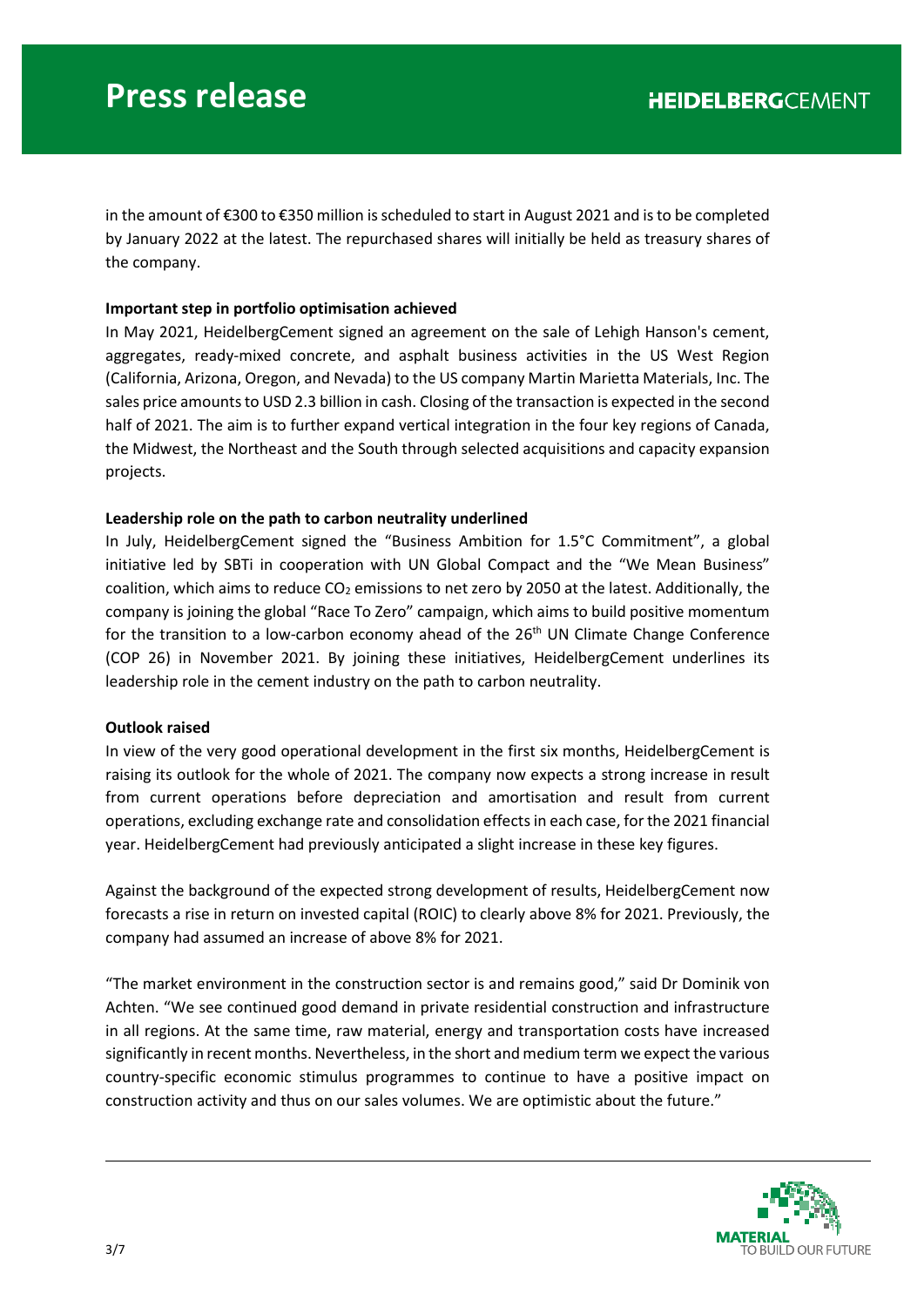in the amount of €300 to €350 million is scheduled to start in August 2021 and is to be completed by January 2022 at the latest. The repurchased shares will initially be held as treasury shares of the company.

**Important step in portfolio optimisation achieved**

In May 2021, HeidelbergCement signed an agreement on the sale of Lehigh Hanson's cement, aggregates, ready-mixed concrete, and asphalt business activities in the US West Region (California, Arizona, Oregon, and Nevada) to the US company Martin Marietta Materials, Inc. The sales price amounts to USD 2.3 billion in cash. Closing of the transaction is expected in the second half of 2021. The aim is to further expand vertical integration in the four key regions of Canada, the Midwest, the Northeast and the South through selected acquisitions and capacity expansion projects.

**Leadership role on the path to carbon neutrality underlined**

In July, HeidelbergCement signed the "Business Ambition for 1.5°C Commitment", a global initiative led by SBTi in cooperation with UN Global Compact and the "We Mean Business" coalition, which aims to reduce $CO_2$ emissions to net zero by 2050 at the latest. Additionally, the company is joining the global "Race To Zero" campaign, which aims to build positive momentum for the transition to a low-carbon economy ahead of the 26th UN Climate Change Conference (COP 26) in November 2021. By joining these initiatives, HeidelbergCement underlines its leadership role in the cement industry on the path to carbon neutrality.

**Outlook raised**

In view of the very good operational development in the first six months, HeidelbergCement is raising its outlook for the whole of 2021. The company now expects a strong increase in result from current operations before depreciation and amortisation and result from current operations, excluding exchange rate and consolidation effects in each case, for the 2021 financial year. HeidelbergCement had previously anticipated a slight increase in these key figures.

Against the background of the expected strong development of results, HeidelbergCement now forecasts a rise in return on invested capital (ROIC) to clearly above 8% for 2021. Previously, the company had assumed an increase of above 8% for 2021.

"The market environment in the construction sector is and remains good," said Dr Dominik von Achten. "We see continued good demand in private residential construction and infrastructure in all regions. At the same time, raw material, energy and transportation costs have increased significantly in recent months. Nevertheless, in the short and medium term we expect the various country-specific economic stimulus programmes to continue to have a positive impact on construction activity and thus on our sales volumes. We are optimistic about the future."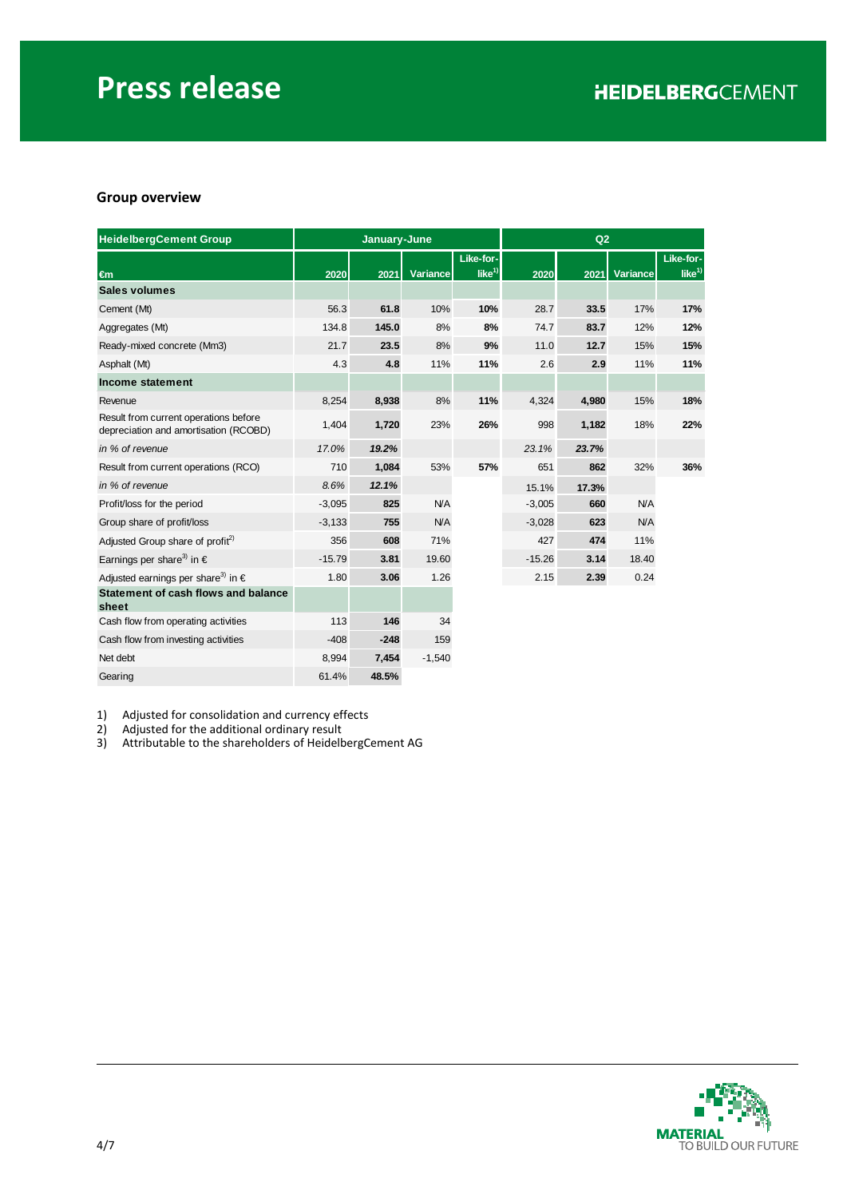## Group overview

| HeidelbergCement Group | January-June | | | | Q2 | | | |
|---|---|---|---|---|---|---|---|---|
| €m | 2020 | 2021 | Variance | Like-for-like[1] | 2020 | 2021 | Variance | Like-for-like[1] |
| **Sales volumes** | | | | | | | | |
| Cement (Mt) | 56.3 | **61.8** | 10% | **10%** | 28.7 | **33.5** | 17% | **17%** |
| Aggregates (Mt) | 134.8 | **145.0** | 8% | **8%** | 74.7 | **83.7** | 12% | **12%** |
| Ready-mixed concrete (Mm3) | 21.7 | **23.5** | 8% | **9%** | 11.0 | **12.7** | 15% | **15%** |
| Asphalt (Mt) | 4.3 | **4.8** | 11% | **11%** | 2.6 | **2.9** | 11% | **11%** |
| **Income statement** | | | | | | | | |
| Revenue | 8,254 | **8,938** | 8% | **11%** | 4,324 | **4,980** | 15% | **18%** |
| Result from current operations before depreciation and amortisation (RCOBD) | 1,404 | **1,720** | 23% | **26%** | 998 | **1,182** | 18% | **22%** |
| *in % of revenue* | *17.0%* | ***19.2%*** | | | *23.1%* | ***23.7%*** | | |
| Result from current operations (RCO) | 710 | **1,084** | 53% | **57%** | 651 | **862** | 32% | **36%** |
| *in % of revenue* | *8.6%* | ***12.1%*** | | | 15.1% | **17.3%** | | |
| Profit/loss for the period | -3,095 | **825** | N/A | | -3,005 | **660** | N/A | |
| Group share of profit/loss | -3,133 | **755** | N/A | | -3,028 | **623** | N/A | |
| Adjusted Group share of profit[2] | 356 | **608** | 71% | | 427 | **474** | 11% | |
| Earnings per share[3] in € | -15.79 | **3.81** | 19.60 | | -15.26 | **3.14** | 18.40 | |
| Adjusted earnings per share[3] in € | 1.80 | **3.06** | 1.26 | | 2.15 | **2.39** | 0.24 | |
| **Statement of cash flows and balance sheet** | | | | | | | | |
| Cash flow from operating activities | 113 | **146** | 34 | | | | | |
| Cash flow from investing activities | -408 | **-248** | 159 | | | | | |
| Net debt | 8,994 | **7,454** | -1,540 | | | | | |
| Gearing | 61.4% | **48.5%** | | | | | | |

1) Adjusted for consolidation and currency effects
2) Adjusted for the additional ordinary result
3) Attributable to the shareholders of HeidelbergCement AG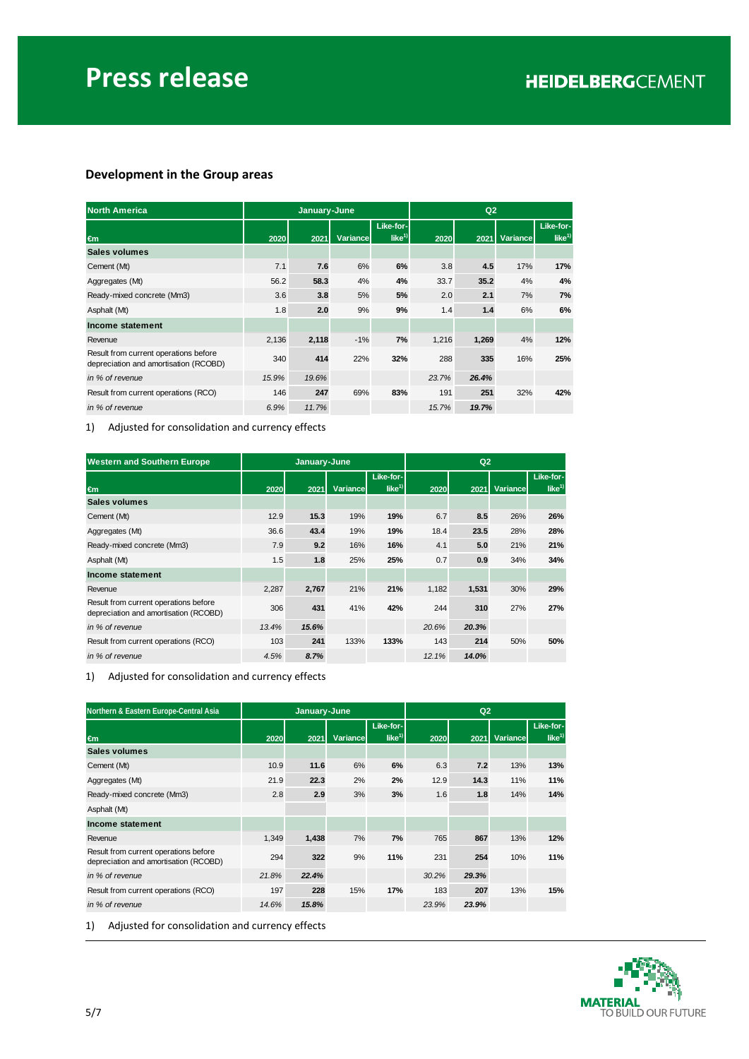## Development in the Group areas

| North America | January-June | | | | Q2 | | | |
|---|---|---|---|---|---|---|---|---|
| €m | 2020 | 2021 | Variance | Like-for-like[1)] | 2020 | 2021 | Variance | Like-for-like[1)] |
| **Sales volumes** | | | | | | | | |
| Cement (Mt) | 7.1 | **7.6** | 6% | **6%** | 3.8 | **4.5** | 17% | **17%** |
| Aggregates (Mt) | 56.2 | **58.3** | 4% | **4%** | 33.7 | **35.2** | 4% | **4%** |
| Ready-mixed concrete (Mm3) | 3.6 | **3.8** | 5% | **5%** | 2.0 | **2.1** | 7% | **7%** |
| Asphalt (Mt) | 1.8 | **2.0** | 9% | **9%** | 1.4 | **1.4** | 6% | **6%** |
| **Income statement** | | | | | | | | |
| Revenue | 2,136 | **2,118** | -1% | **7%** | 1,216 | **1,269** | 4% | **12%** |
| Result from current operations before depreciation and amortisation (RCOBD) | 340 | **414** | 22% | **32%** | 288 | **335** | 16% | **25%** |
| *in % of revenue* | *15.9%* | ***19.6%*** | | | *23.7%* | ***26.4%*** | | |
| Result from current operations (RCO) | 146 | **247** | 69% | **83%** | 191 | **251** | 32% | **42%** |
| *in % of revenue* | *6.9%* | ***11.7%*** | | | *15.7%* | ***19.7%*** | | |

1) Adjusted for consolidation and currency effects

| Western and Southern Europe | January-June | | | | Q2 | | | |
|---|---|---|---|---|---|---|---|---|
| €m | 2020 | 2021 | Variance | Like-for-like[1)] | 2020 | 2021 | Variance | Like-for-like[1)] |
| **Sales volumes** | | | | | | | | |
| Cement (Mt) | 12.9 | **15.3** | 19% | **19%** | 6.7 | **8.5** | 26% | **26%** |
| Aggregates (Mt) | 36.6 | **43.4** | 19% | **19%** | 18.4 | **23.5** | 28% | **28%** |
| Ready-mixed concrete (Mm3) | 7.9 | **9.2** | 16% | **16%** | 4.1 | **5.0** | 21% | **21%** |
| Asphalt (Mt) | 1.5 | **1.8** | 25% | **25%** | 0.7 | **0.9** | 34% | **34%** |
| **Income statement** | | | | | | | | |
| Revenue | 2,287 | **2,767** | 21% | **21%** | 1,182 | **1,531** | 30% | **29%** |
| Result from current operations before depreciation and amortisation (RCOBD) | 306 | **431** | 41% | **42%** | 244 | **310** | 27% | **27%** |
| *in % of revenue* | *13.4%* | ***15.6%*** | | | *20.6%* | ***20.3%*** | | |
| Result from current operations (RCO) | 103 | **241** | 133% | **133%** | 143 | **214** | 50% | **50%** |
| *in % of revenue* | *4.5%* | ***8.7%*** | | | *12.1%* | ***14.0%*** | | |

1) Adjusted for consolidation and currency effects

| Northern & Eastern Europe-Central Asia | January-June | | | | Q2 | | | |
|---|---|---|---|---|---|---|---|---|
| €m | 2020 | 2021 | Variance | Like-for-like[1)] | 2020 | 2021 | Variance | Like-for-like[1)] |
| **Sales volumes** | | | | | | | | |
| Cement (Mt) | 10.9 | **11.6** | 6% | **6%** | 6.3 | **7.2** | 13% | **13%** |
| Aggregates (Mt) | 21.9 | **22.3** | 2% | **2%** | 12.9 | **14.3** | 11% | **11%** |
| Ready-mixed concrete (Mm3) | 2.8 | **2.9** | 3% | **3%** | 1.6 | **1.8** | 14% | **14%** |
| Asphalt (Mt) | | | | | | | | |
| **Income statement** | | | | | | | | |
| Revenue | 1,349 | **1,438** | 7% | **7%** | 765 | **867** | 13% | **12%** |
| Result from current operations before depreciation and amortisation (RCOBD) | 294 | **322** | 9% | **11%** | 231 | **254** | 10% | **11%** |
| *in % of revenue* | *21.8%* | ***22.4%*** | | | *30.2%* | ***29.3%*** | | |
| Result from current operations (RCO) | 197 | **228** | 15% | **17%** | 183 | **207** | 13% | **15%** |
| *in % of revenue* | *14.6%* | ***15.8%*** | | | *23.9%* | ***23.9%*** | | |

1) Adjusted for consolidation and currency effects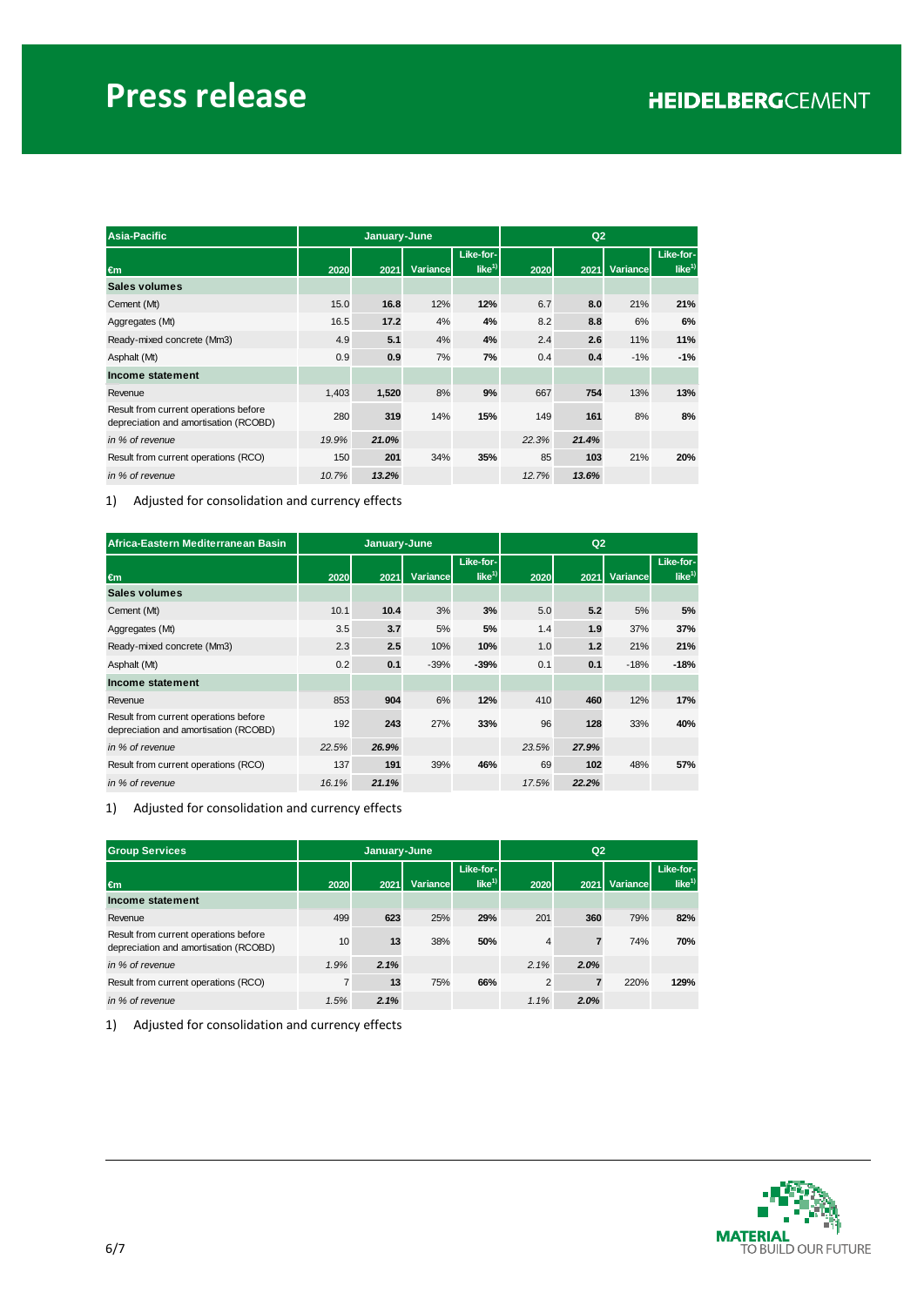| Asia-Pacific | January-June | | | | Q2 | | | |
|---|---|---|---|---|---|---|---|---|
| €m | 2020 | 2021 | Variance | Like-for-like[1)] | 2020 | 2021 | Variance | Like-for-like[1)] |
| **Sales volumes** | | | | | | | | |
| Cement (Mt) | 15.0 | **16.8** | 12% | **12%** | 6.7 | **8.0** | 21% | **21%** |
| Aggregates (Mt) | 16.5 | **17.2** | 4% | **4%** | 8.2 | **8.8** | 6% | **6%** |
| Ready-mixed concrete (Mm3) | 4.9 | **5.1** | 4% | **4%** | 2.4 | **2.6** | 11% | **11%** |
| Asphalt (Mt) | 0.9 | **0.9** | 7% | **7%** | 0.4 | **0.4** | -1% | **-1%** |
| **Income statement** | | | | | | | | |
| Revenue | 1,403 | **1,520** | 8% | **9%** | 667 | **754** | 13% | **13%** |
| Result from current operations before depreciation and amortisation (RCOBD) | 280 | **319** | 14% | **15%** | 149 | **161** | 8% | **8%** |
| *in % of revenue* | *19.9%* | ***21.0%*** | | | *22.3%* | ***21.4%*** | | |
| Result from current operations (RCO) | 150 | **201** | 34% | **35%** | 85 | **103** | 21% | **20%** |
| *in % of revenue* | *10.7%* | ***13.2%*** | | | *12.7%* | ***13.6%*** | | |

1) Adjusted for consolidation and currency effects

| Africa-Eastern Mediterranean Basin | January-June | | | | Q2 | | | |
|---|---|---|---|---|---|---|---|---|
| €m | 2020 | 2021 | Variance | Like-for-like[1)] | 2020 | 2021 | Variance | Like-for-like[1)] |
| **Sales volumes** | | | | | | | | |
| Cement (Mt) | 10.1 | **10.4** | 3% | **3%** | 5.0 | **5.2** | 5% | **5%** |
| Aggregates (Mt) | 3.5 | **3.7** | 5% | **5%** | 1.4 | **1.9** | 37% | **37%** |
| Ready-mixed concrete (Mm3) | 2.3 | **2.5** | 10% | **10%** | 1.0 | **1.2** | 21% | **21%** |
| Asphalt (Mt) | 0.2 | **0.1** | -39% | **-39%** | 0.1 | **0.1** | -18% | **-18%** |
| **Income statement** | | | | | | | | |
| Revenue | 853 | **904** | 6% | **12%** | 410 | **460** | 12% | **17%** |
| Result from current operations before depreciation and amortisation (RCOBD) | 192 | **243** | 27% | **33%** | 96 | **128** | 33% | **40%** |
| *in % of revenue* | *22.5%* | ***26.9%*** | | | *23.5%* | ***27.9%*** | | |
| Result from current operations (RCO) | 137 | **191** | 39% | **46%** | 69 | **102** | 48% | **57%** |
| *in % of revenue* | *16.1%* | ***21.1%*** | | | *17.5%* | ***22.2%*** | | |

1) Adjusted for consolidation and currency effects

| Group Services | January-June | | | | Q2 | | | |
|---|---|---|---|---|---|---|---|---|
| €m | 2020 | 2021 | Variance | Like-for-like[1)] | 2020 | 2021 | Variance | Like-for-like[1)] |
| **Income statement** | | | | | | | | |
| Revenue | 499 | **623** | 25% | **29%** | 201 | **360** | 79% | **82%** |
| Result from current operations before depreciation and amortisation (RCOBD) | 10 | **13** | 38% | **50%** | 4 | **7** | 74% | **70%** |
| *in % of revenue* | *1.9%* | ***2.1%*** | | | *2.1%* | ***2.0%*** | | |
| Result from current operations (RCO) | 7 | **13** | 75% | **66%** | 2 | **7** | 220% | **129%** |
| *in % of revenue* | *1.5%* | ***2.1%*** | | | *1.1%* | ***2.0%*** | | |

1) Adjusted for consolidation and currency effects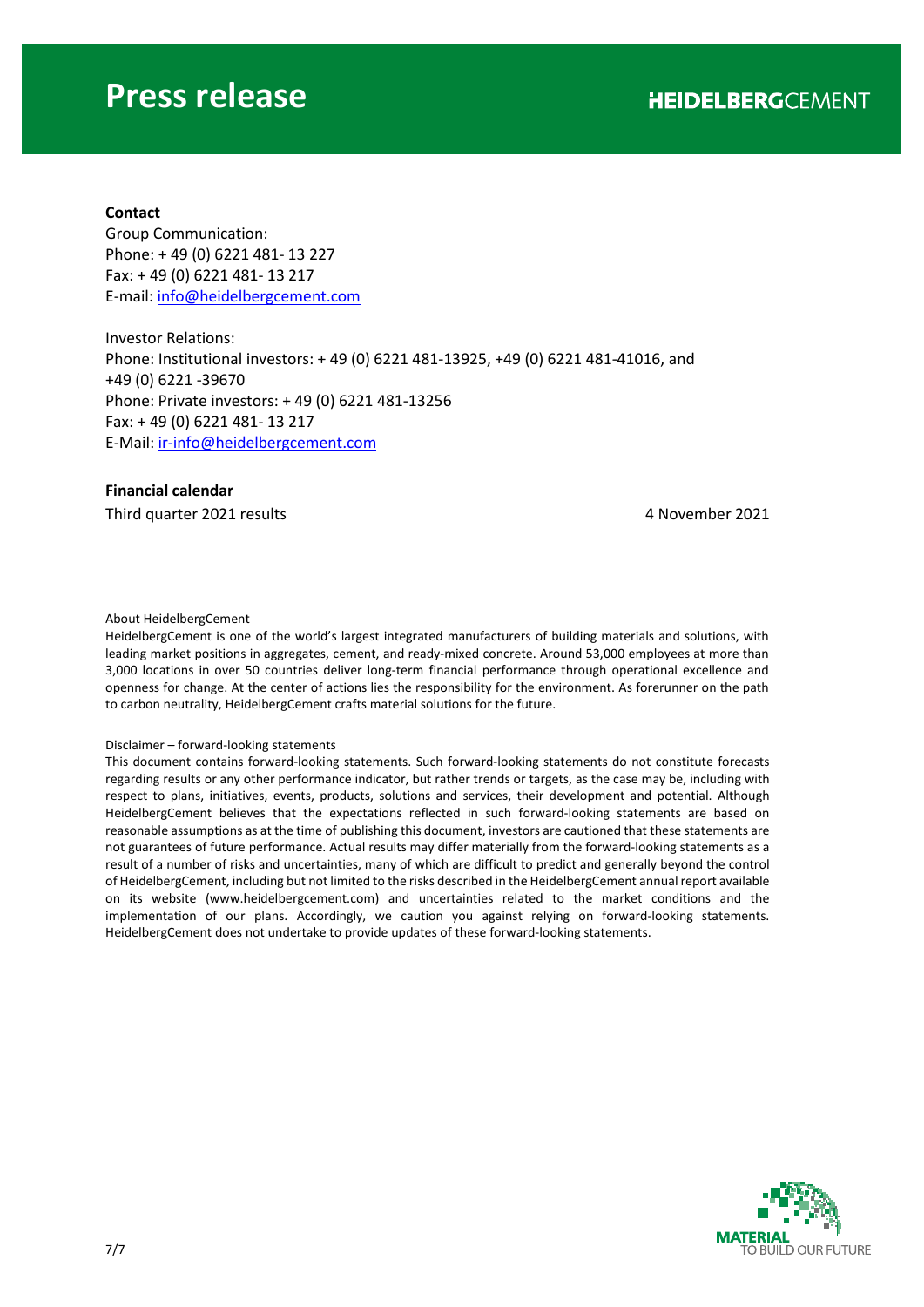**Contact**

Group Communication:
Phone: + 49 (0) 6221 481- 13 227
Fax: + 49 (0) 6221 481- 13 217
E-mail: info@heidelbergcement.com

Investor Relations:
Phone: Institutional investors: + 49 (0) 6221 481-13925, +49 (0) 6221 481-41016, and +49 (0) 6221 -39670
Phone: Private investors: + 49 (0) 6221 481-13256
Fax: + 49 (0) 6221 481- 13 217
E-Mail: ir-info@heidelbergcement.com

**Financial calendar**

| | |
|---|---|
| Third quarter 2021 results | 4 November 2021 |

About HeidelbergCement

HeidelbergCement is one of the world's largest integrated manufacturers of building materials and solutions, with leading market positions in aggregates, cement, and ready-mixed concrete. Around 53,000 employees at more than 3,000 locations in over 50 countries deliver long-term financial performance through operational excellence and openness for change. At the center of actions lies the responsibility for the environment. As forerunner on the path to carbon neutrality, HeidelbergCement crafts material solutions for the future.

Disclaimer – forward-looking statements

This document contains forward-looking statements. Such forward-looking statements do not constitute forecasts regarding results or any other performance indicator, but rather trends or targets, as the case may be, including with respect to plans, initiatives, events, products, solutions and services, their development and potential. Although HeidelbergCement believes that the expectations reflected in such forward-looking statements are based on reasonable assumptions as at the time of publishing this document, investors are cautioned that these statements are not guarantees of future performance. Actual results may differ materially from the forward-looking statements as a result of a number of risks and uncertainties, many of which are difficult to predict and generally beyond the control of HeidelbergCement, including but not limited to the risks described in the HeidelbergCement annual report available on its website (www.heidelbergcement.com) and uncertainties related to the market conditions and the implementation of our plans. Accordingly, we caution you against relying on forward-looking statements. HeidelbergCement does not undertake to provide updates of these forward-looking statements.